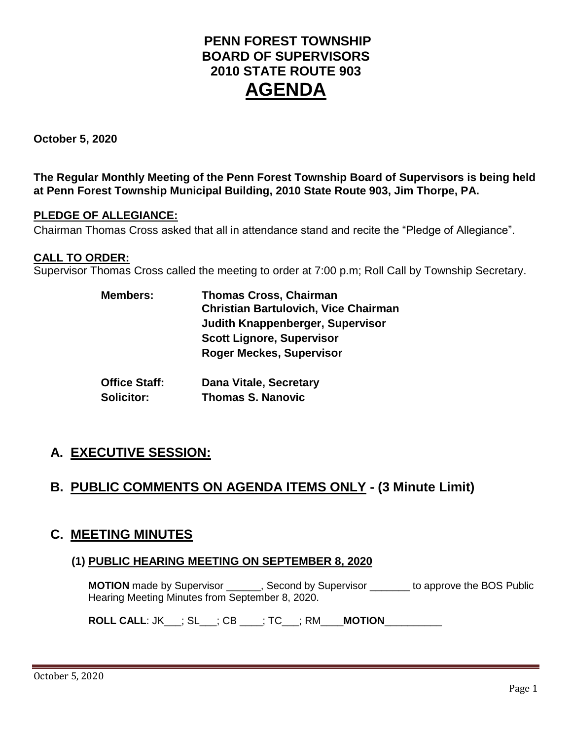# PENN FOREST TOWNSHIP
# BOARD OF SUPERVISORS
# 2010 STATE ROUTE 903
# AGENDA

**October 5, 2020**

**The Regular Monthly Meeting of the Penn Forest Township Board of Supervisors is being held at Penn Forest Township Municipal Building, 2010 State Route 903, Jim Thorpe, PA.**

**PLEDGE OF ALLEGIANCE:**

Chairman Thomas Cross asked that all in attendance stand and recite the "Pledge of Allegiance".

**CALL TO ORDER:**

Supervisor Thomas Cross called the meeting to order at 7:00 p.m; Roll Call by Township Secretary.

| | |
|---|---|
| **Members:** | **Thomas Cross, Chairman** |
| | **Christian Bartulovich, Vice Chairman** |
| | **Judith Knappenberger, Supervisor** |
| | **Scott Lignore, Supervisor** |
| | **Roger Meckes, Supervisor** |
| **Office Staff:** | **Dana Vitale, Secretary** |
| **Solicitor:** | **Thomas S. Nanovic** |

## A. EXECUTIVE SESSION:

## B. PUBLIC COMMENTS ON AGENDA ITEMS ONLY - (3 Minute Limit)

## C. MEETING MINUTES

### (1) PUBLIC HEARING MEETING ON SEPTEMBER 8, 2020

**MOTION** made by Supervisor ______, Second by Supervisor _______ to approve the BOS Public Hearing Meeting Minutes from September 8, 2020.

**ROLL CALL**: JK___; SL___; CB ____; TC___; RM____**MOTION**__________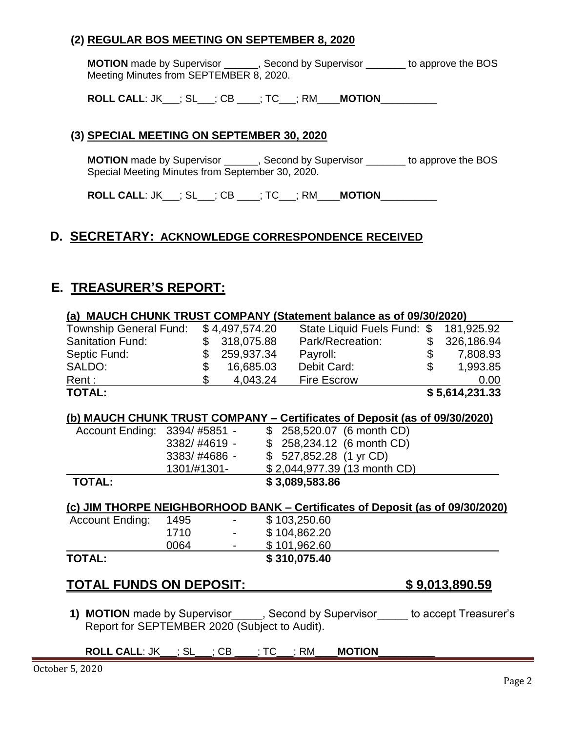### (2) REGULAR BOS MEETING ON SEPTEMBER 8, 2020

**MOTION** made by Supervisor ______, Second by Supervisor _______ to approve the BOS Meeting Minutes from SEPTEMBER 8, 2020.

**ROLL CALL**: JK___; SL___; CB ____; TC___; RM____**MOTION**__________

### (3) SPECIAL MEETING ON SEPTEMBER 30, 2020

**MOTION** made by Supervisor ______, Second by Supervisor _______ to approve the BOS Special Meeting Minutes from September 30, 2020.

**ROLL CALL**: JK___; SL___; CB ____; TC___; RM____**MOTION**__________

## D. SECRETARY: ACKNOWLEDGE CORRESPONDENCE RECEIVED

## E. TREASURER'S REPORT:

**(a) MAUCH CHUNK TRUST COMPANY (Statement balance as of 09/30/2020)**

| | | | |
|---|---|---|---|
| Township General Fund: | $ 4,497,574.20 | State Liquid Fuels Fund: | $ 181,925.92 |
| Sanitation Fund: | $ 318,075.88 | Park/Recreation: | $ 326,186.94 |
| Septic Fund: | $ 259,937.34 | Payroll: | $ 7,808.93 |
| SALDO: | $ 16,685.03 | Debit Card: | $ 1,993.85 |
| Rent : | $ 4,043.24 | Fire Escrow | 0.00 |
| **TOTAL:** | | | **$ 5,614,231.33** |

**(b) MAUCH CHUNK TRUST COMPANY – Certificates of Deposit (as of 09/30/2020)**

| | | |
|---|---|---|
| Account Ending: | 3394/ #5851 - | $ 258,520.07 (6 month CD) |
| | 3382/ #4619 - | $ 258,234.12 (6 month CD) |
| | 3383/ #4686 - | $ 527,852.28 (1 yr CD) |
| | 1301/#1301- | $ 2,044,977.39 (13 month CD) |
| **TOTAL:** | | **$ 3,089,583.86** |

**(c) JIM THORPE NEIGHBORHOOD BANK – Certificates of Deposit (as of 09/30/2020)**

| | | | |
|---|---|---|---|
| Account Ending: | 1495 | - | $ 103,250.60 |
| | 1710 | - | $ 104,862.20 |
| | 0064 | - | $ 101,962.60 |
| **TOTAL:** | | | **$ 310,075.40** |

**TOTAL FUNDS ON DEPOSIT: $ 9,013,890.59**

1) **MOTION** made by Supervisor_____, Second by Supervisor_____ to accept Treasurer's Report for SEPTEMBER 2020 (Subject to Audit).

**ROLL CALL**: JK___; SL___; CB ____; TC___; RM____**MOTION**__________

October 5, 2020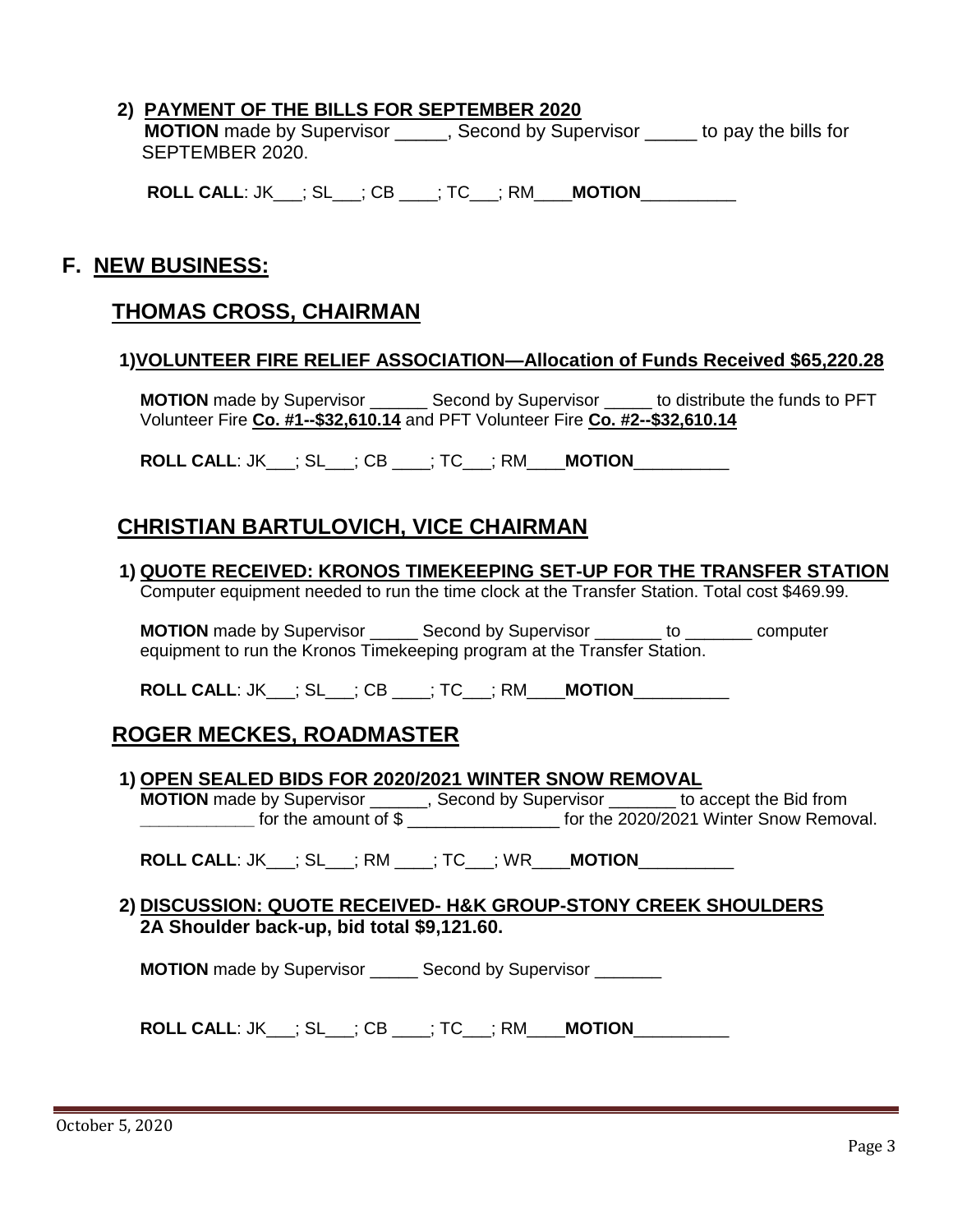**2) PAYMENT OF THE BILLS FOR SEPTEMBER 2020**

**MOTION** made by Supervisor _____, Second by Supervisor _____ to pay the bills for SEPTEMBER 2020.

**ROLL CALL**: JK___; SL___; CB ____; TC___; RM____**MOTION**__________

## F. NEW BUSINESS:

### THOMAS CROSS, CHAIRMAN

**1)VOLUNTEER FIRE RELIEF ASSOCIATION—Allocation of Funds Received $65,220.28**

**MOTION** made by Supervisor ______ Second by Supervisor _____ to distribute the funds to PFT Volunteer Fire **Co. #1--$32,610.14** and PFT Volunteer Fire **Co. #2--$32,610.14**

**ROLL CALL**: JK___; SL___; CB ____; TC___; RM____**MOTION**__________

### CHRISTIAN BARTULOVICH, VICE CHAIRMAN

**1) QUOTE RECEIVED: KRONOS TIMEKEEPING SET-UP FOR THE TRANSFER STATION**
Computer equipment needed to run the time clock at the Transfer Station. Total cost $469.99.

**MOTION** made by Supervisor _____ Second by Supervisor _______ to _______ computer equipment to run the Kronos Timekeeping program at the Transfer Station.

**ROLL CALL**: JK___; SL___; CB ____; TC___; RM____**MOTION**__________

### ROGER MECKES, ROADMASTER

**1) OPEN SEALED BIDS FOR 2020/2021 WINTER SNOW REMOVAL**

**MOTION** made by Supervisor ______, Second by Supervisor _______ to accept the Bid from ____________ for the amount of $ ________________ for the 2020/2021 Winter Snow Removal.

**ROLL CALL**: JK___; SL___; RM ____; TC___; WR____**MOTION**__________

**2) DISCUSSION: QUOTE RECEIVED- H&K GROUP-STONY CREEK SHOULDERS 2A Shoulder back-up, bid total $9,121.60.**

**MOTION** made by Supervisor _____ Second by Supervisor _______

**ROLL CALL**: JK___; SL___; CB ____; TC___; RM____**MOTION**__________

October 5, 2020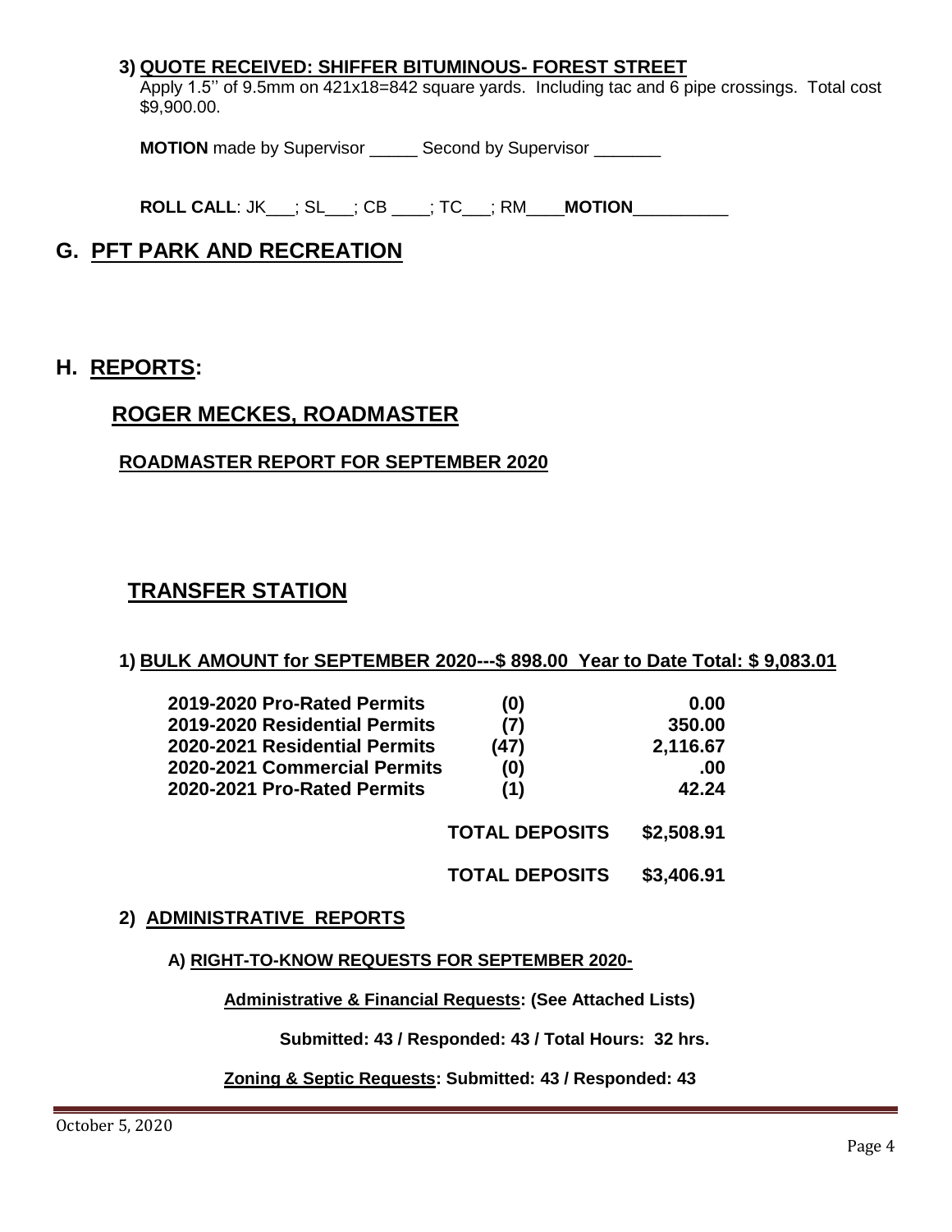**3) QUOTE RECEIVED: SHIFFER BITUMINOUS- FOREST STREET**

Apply 1.5'' of 9.5mm on 421x18=842 square yards. Including tac and 6 pipe crossings. Total cost $9,900.00.

**MOTION** made by Supervisor _____ Second by Supervisor _______

**ROLL CALL**: JK___; SL___; CB ____; TC___; RM____**MOTION**__________

## G. PFT PARK AND RECREATION

## H. REPORTS:

### ROGER MECKES, ROADMASTER

**ROADMASTER REPORT FOR SEPTEMBER 2020**

### TRANSFER STATION

**1) BULK AMOUNT for SEPTEMBER 2020---$ 898.00 Year to Date Total: $ 9,083.01**

| | | |
|---|---|---|
| **2019-2020 Pro-Rated Permits** | **(0)** | **0.00** |
| **2019-2020 Residential Permits** | **(7)** | **350.00** |
| **2020-2021 Residential Permits** | **(47)** | **2,116.67** |
| **2020-2021 Commercial Permits** | **(0)** | **.00** |
| **2020-2021 Pro-Rated Permits** | **(1)** | **42.24** |
| | **TOTAL DEPOSITS** | **$2,508.91** |
| | **TOTAL DEPOSITS** | **$3,406.91** |

**2) ADMINISTRATIVE REPORTS**

**A) RIGHT-TO-KNOW REQUESTS FOR SEPTEMBER 2020-**

**Administrative & Financial Requests: (See Attached Lists)**

**Submitted: 43 / Responded: 43 / Total Hours: 32 hrs.**

**Zoning & Septic Requests: Submitted: 43 / Responded: 43**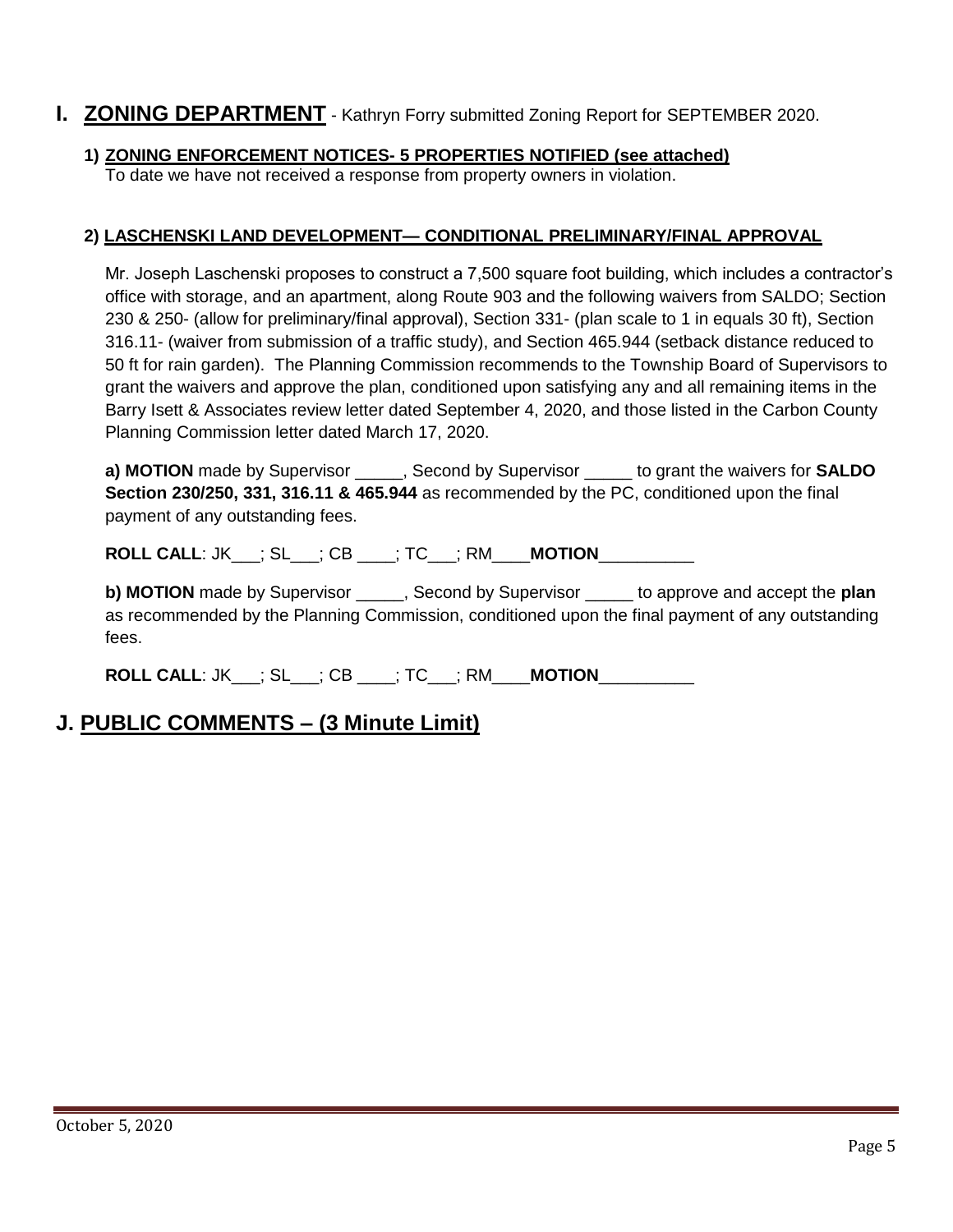## I. ZONING DEPARTMENT - Kathryn Forry submitted Zoning Report for SEPTEMBER 2020.

### 1) ZONING ENFORCEMENT NOTICES- 5 PROPERTIES NOTIFIED (see attached)

To date we have not received a response from property owners in violation.

### 2) LASCHENSKI LAND DEVELOPMENT— CONDITIONAL PRELIMINARY/FINAL APPROVAL

Mr. Joseph Laschenski proposes to construct a 7,500 square foot building, which includes a contractor's office with storage, and an apartment, along Route 903 and the following waivers from SALDO; Section 230 & 250- (allow for preliminary/final approval), Section 331- (plan scale to 1 in equals 30 ft), Section 316.11- (waiver from submission of a traffic study), and Section 465.944 (setback distance reduced to 50 ft for rain garden). The Planning Commission recommends to the Township Board of Supervisors to grant the waivers and approve the plan, conditioned upon satisfying any and all remaining items in the Barry Isett & Associates review letter dated September 4, 2020, and those listed in the Carbon County Planning Commission letter dated March 17, 2020.

**a) MOTION** made by Supervisor _____, Second by Supervisor _____ to grant the waivers for **SALDO Section 230/250, 331, 316.11 & 465.944** as recommended by the PC, conditioned upon the final payment of any outstanding fees.

**ROLL CALL**: JK___; SL___; CB ____; TC___; RM____**MOTION**__________

**b) MOTION** made by Supervisor _____, Second by Supervisor _____ to approve and accept the **plan** as recommended by the Planning Commission, conditioned upon the final payment of any outstanding fees.

**ROLL CALL**: JK___; SL___; CB ____; TC___; RM____**MOTION**__________

## J. PUBLIC COMMENTS – (3 Minute Limit)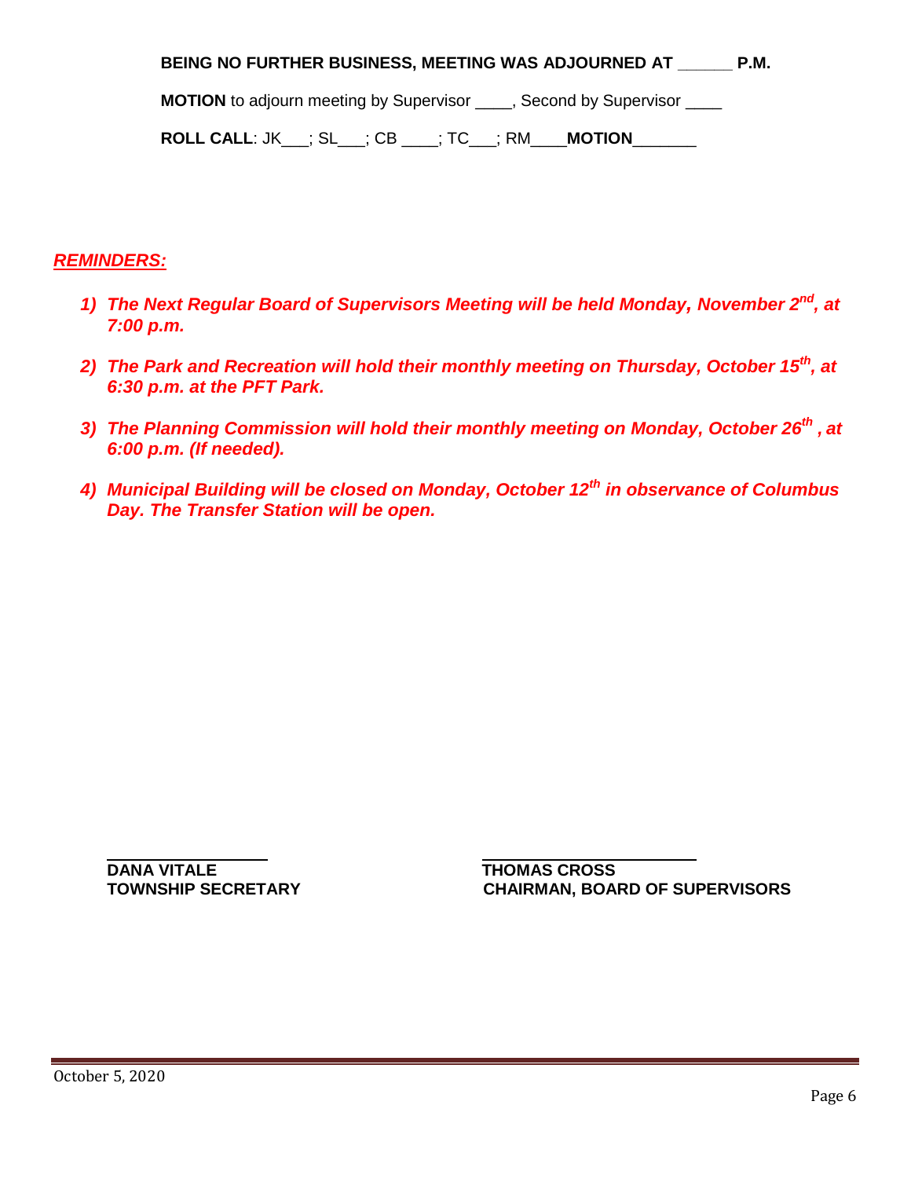**BEING NO FURTHER BUSINESS, MEETING WAS ADJOURNED AT ______ P.M.**

**MOTION** to adjourn meeting by Supervisor ____, Second by Supervisor ____

**ROLL CALL**: JK___; SL___; CB ____; TC___; RM____**MOTION**_______

***REMINDERS:***

1) ***The Next Regular Board of Supervisors Meeting will be held Monday, November 2nd, at 7:00 p.m.***

2) ***The Park and Recreation will hold their monthly meeting on Thursday, October 15th, at 6:30 p.m. at the PFT Park.***

3) ***The Planning Commission will hold their monthly meeting on Monday, October 26th , at 6:00 p.m. (If needed).***

4) ***Municipal Building will be closed on Monday, October 12th in observance of Columbus Day. The Transfer Station will be open.***

**DANA VITALE**
**TOWNSHIP SECRETARY**

**THOMAS CROSS**
**CHAIRMAN, BOARD OF SUPERVISORS**

October 5, 2020